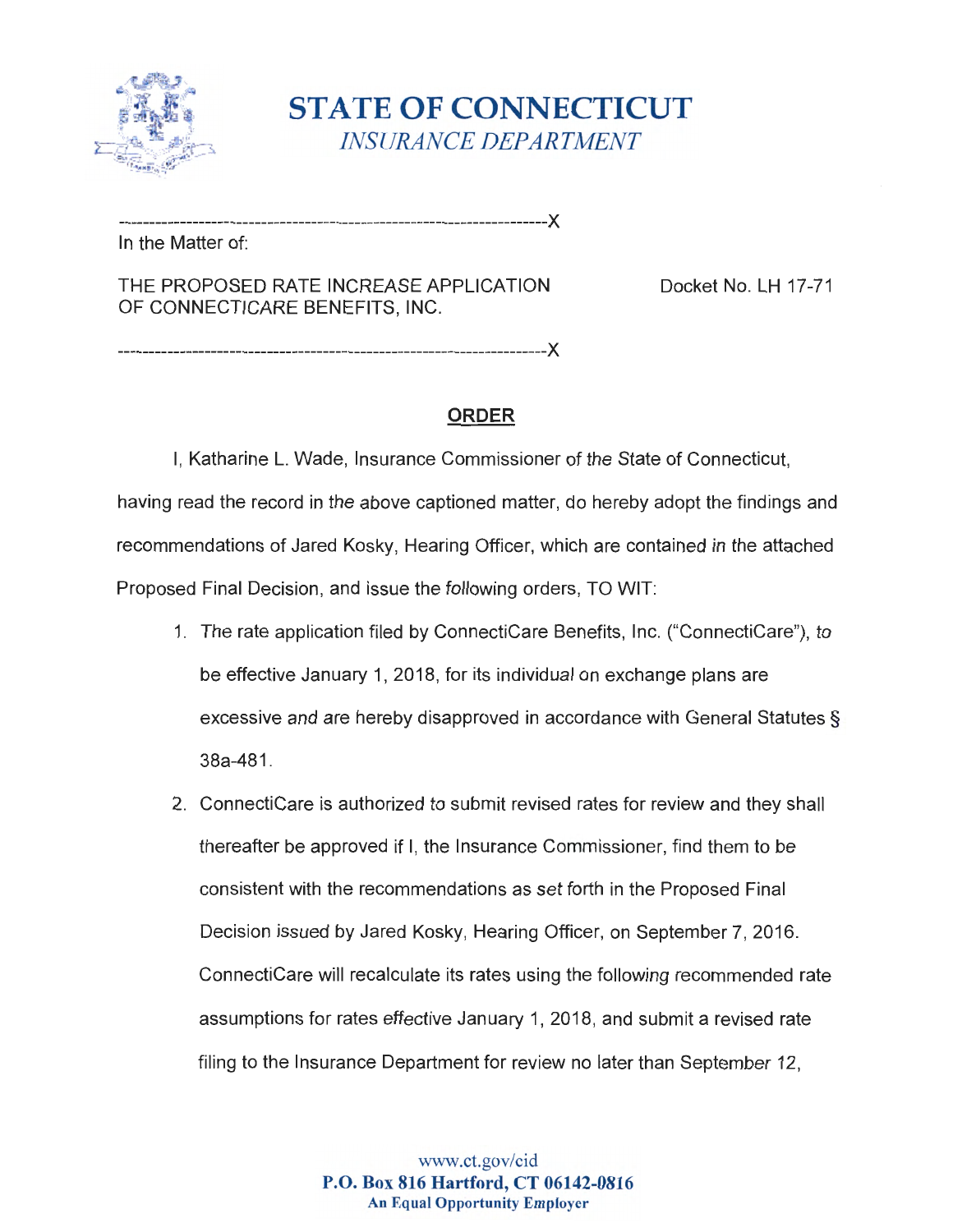# STATE OF CONNECTICUT

*INSURANCE DEPARTMENT*

---------------------------------------------------------------------X

In the Matter of:

THE PROPOSED RATE INCREASE APPLICATION OF CONNECTICARE BENEFITS, INC.

Docket No. LH 17-71

---------------------------------------------------------------------X

## ORDER

I, Katharine L. Wade, Insurance Commissioner of the State of Connecticut, having read the record in the above captioned matter, do hereby adopt the findings and recommendations of Jared Kosky, Hearing Officer, which are contained in the attached Proposed Final Decision, and issue the following orders, TO WIT:

1. The rate application filed by ConnectiCare Benefits, Inc. ("ConnectiCare"), to be effective January 1, 2018, for its individual on exchange plans are excessive and are hereby disapproved in accordance with General Statutes § 38a-481.
2. ConnectiCare is authorized to submit revised rates for review and they shall thereafter be approved if I, the Insurance Commissioner, find them to be consistent with the recommendations as set forth in the Proposed Final Decision issued by Jared Kosky, Hearing Officer, on September 7, 2016. ConnectiCare will recalculate its rates using the following recommended rate assumptions for rates effective January 1, 2018, and submit a revised rate filing to the Insurance Department for review no later than September 12,

www.ct.gov/cid
**P.O. Box 816 Hartford, CT 06142-0816**
**An Equal Opportunity Employer**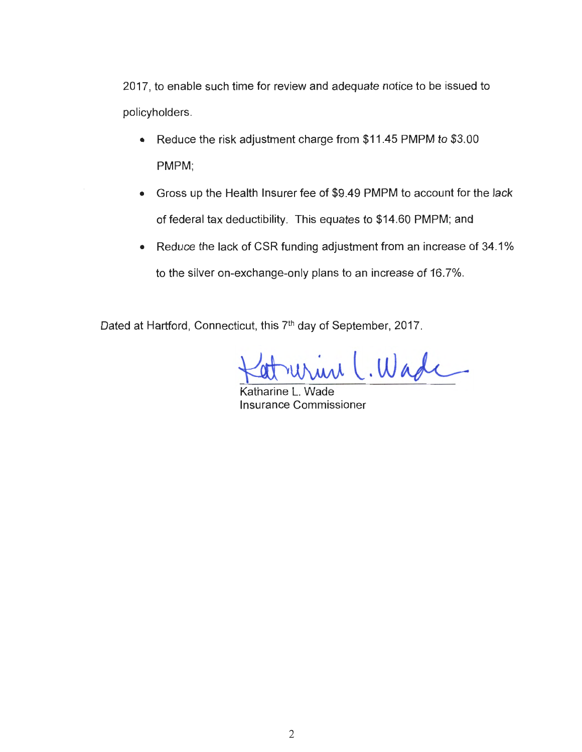2017, to enable such time for review and adequate notice to be issued to policyholders.

- Reduce the risk adjustment charge from $11.45 PMPM to $3.00 PMPM;
- Gross up the Health Insurer fee of $9.49 PMPM to account for the lack of federal tax deductibility. This equates to $14.60 PMPM; and
- Reduce the lack of CSR funding adjustment from an increase of 34.1% to the silver on-exchange-only plans to an increase of 16.7%.

Dated at Hartford, Connecticut, this 7th day of September, 2017.

Katharine L. Wade
Insurance Commissioner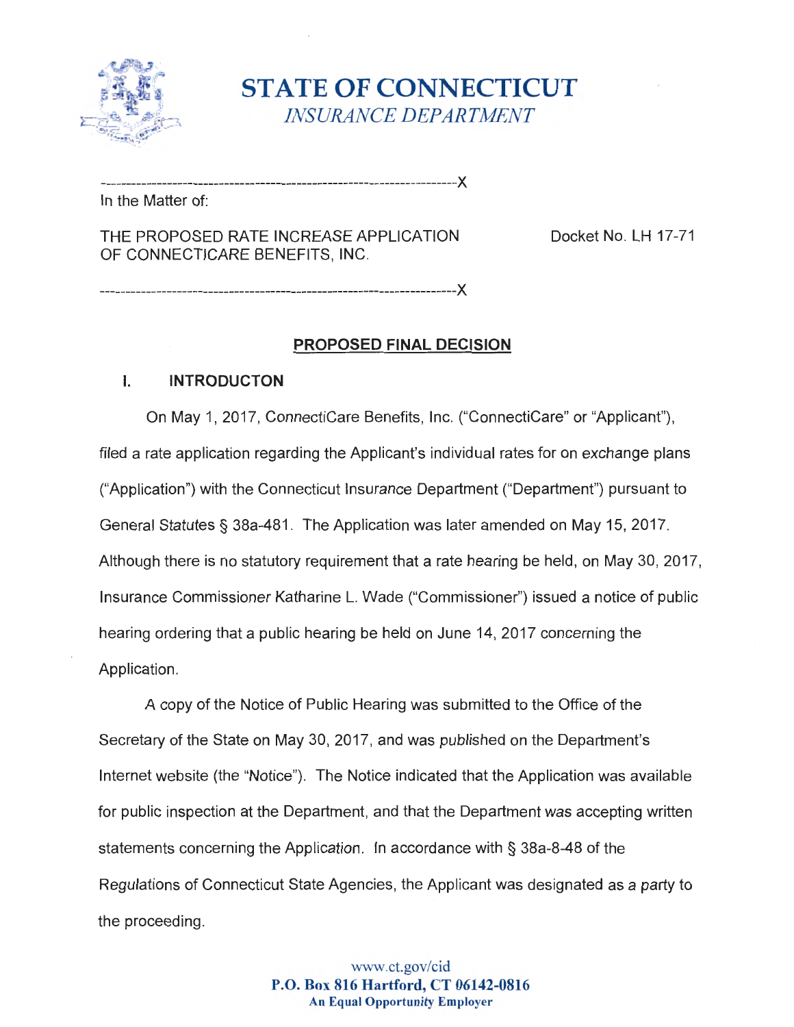# STATE OF CONNECTICUT
*INSURANCE DEPARTMENT*

---

In the Matter of:

THE PROPOSED RATE INCREASE APPLICATION OF CONNECTICARE BENEFITS, INC.

Docket No. LH 17-71

---

## PROPOSED FINAL DECISION

### I. INTRODUCTON

On May 1, 2017, ConnectiCare Benefits, Inc. ("ConnectiCare" or "Applicant"), filed a rate application regarding the Applicant's individual rates for on exchange plans ("Application") with the Connecticut Insurance Department ("Department") pursuant to General Statutes § 38a-481. The Application was later amended on May 15, 2017. Although there is no statutory requirement that a rate hearing be held, on May 30, 2017, Insurance Commissioner Katharine L. Wade ("Commissioner") issued a notice of public hearing ordering that a public hearing be held on June 14, 2017 concerning the Application.

A copy of the Notice of Public Hearing was submitted to the Office of the Secretary of the State on May 30, 2017, and was published on the Department's Internet website (the "Notice"). The Notice indicated that the Application was available for public inspection at the Department, and that the Department was accepting written statements concerning the Application. In accordance with § 38a-8-48 of the Regulations of Connecticut State Agencies, the Applicant was designated as a party to the proceeding.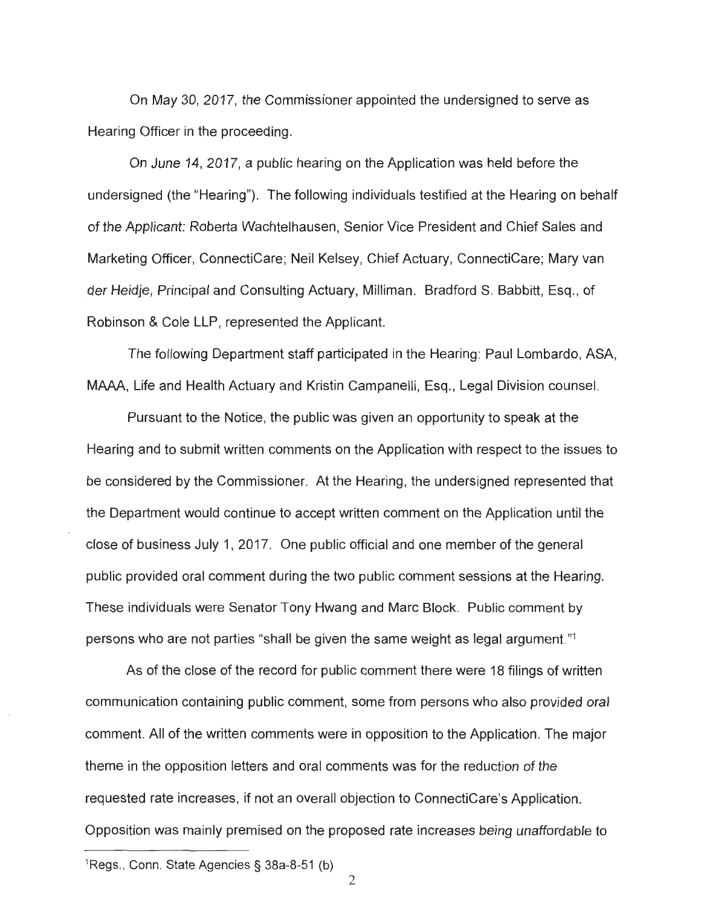On May 30, 2017, the Commissioner appointed the undersigned to serve as Hearing Officer in the proceeding.

On June 14, 2017, a public hearing on the Application was held before the undersigned (the "Hearing"). The following individuals testified at the Hearing on behalf of the Applicant: Roberta Wachtelhausen, Senior Vice President and Chief Sales and Marketing Officer, ConnectiCare; Neil Kelsey, Chief Actuary, ConnectiCare; Mary van der Heidje, Principal and Consulting Actuary, Milliman. Bradford S. Babbitt, Esq., of Robinson & Cole LLP, represented the Applicant.

The following Department staff participated in the Hearing: Paul Lombardo, ASA, MAAA, Life and Health Actuary and Kristin Campanelli, Esq., Legal Division counsel.

Pursuant to the Notice, the public was given an opportunity to speak at the Hearing and to submit written comments on the Application with respect to the issues to be considered by the Commissioner. At the Hearing, the undersigned represented that the Department would continue to accept written comment on the Application until the close of business July 1, 2017. One public official and one member of the general public provided oral comment during the two public comment sessions at the Hearing. These individuals were Senator Tony Hwang and Marc Block. Public comment by persons who are not parties "shall be given the same weight as legal argument."[1]

As of the close of the record for public comment there were 18 filings of written communication containing public comment, some from persons who also provided oral comment. All of the written comments were in opposition to the Application. The major theme in the opposition letters and oral comments was for the reduction of the requested rate increases, if not an overall objection to ConnectiCare's Application. Opposition was mainly premised on the proposed rate increases being unaffordable to

---

[1] Regs., Conn. State Agencies § 38a-8-51 (b)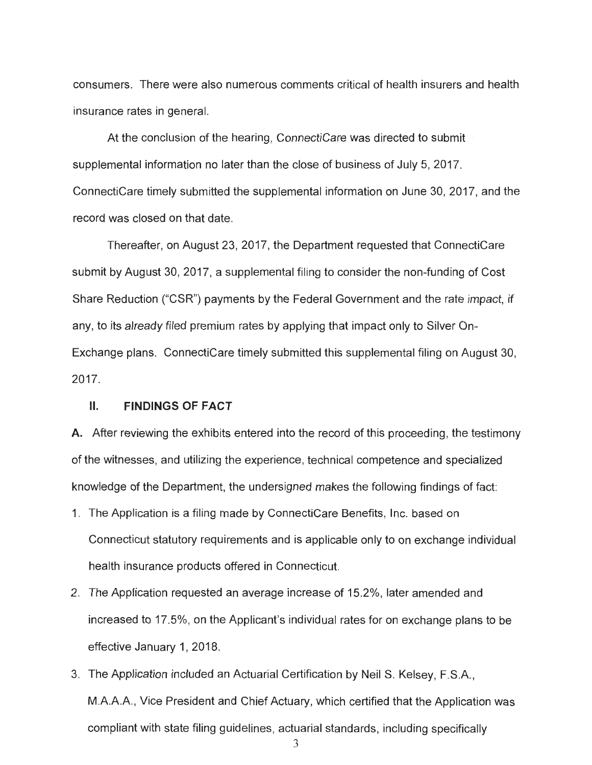consumers. There were also numerous comments critical of health insurers and health insurance rates in general.

At the conclusion of the hearing, ConnectiCare was directed to submit supplemental information no later than the close of business of July 5, 2017. ConnectiCare timely submitted the supplemental information on June 30, 2017, and the record was closed on that date.

Thereafter, on August 23, 2017, the Department requested that ConnectiCare submit by August 30, 2017, a supplemental filing to consider the non-funding of Cost Share Reduction ("CSR") payments by the Federal Government and the rate impact, if any, to its *already* filed premium rates by applying that impact only to Silver On-Exchange plans. ConnectiCare timely submitted this supplemental filing on August 30, 2017.

## II. FINDINGS OF FACT

**A.** After reviewing the exhibits entered into the record of this proceeding, the testimony of the witnesses, and utilizing the experience, technical competence and specialized knowledge of the Department, the undersigned makes the following findings of fact:

1. The Application is a filing made by ConnectiCare Benefits, Inc. based on Connecticut statutory requirements and is applicable only to on exchange individual health insurance products offered in Connecticut.
2. The Application requested an average increase of 15.2%, later amended and increased to 17.5%, on the Applicant's individual rates for on exchange plans to be effective January 1, 2018.
3. The Application included an Actuarial Certification by Neil S. Kelsey, F.S.A., M.A.A.A., Vice President and Chief Actuary, which certified that the Application was compliant with state filing guidelines, actuarial standards, including specifically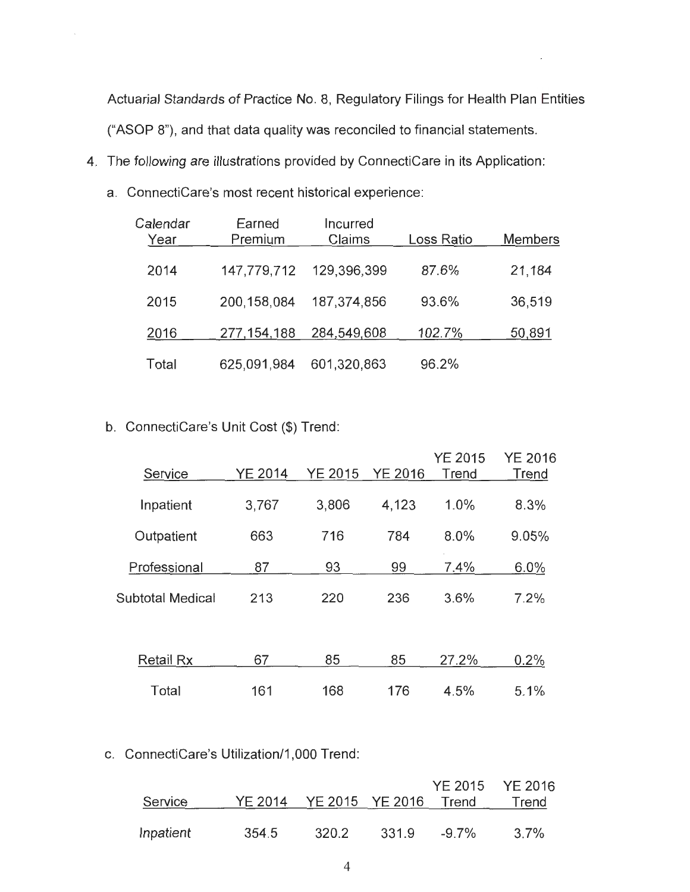Actuarial Standards of Practice No. 8, Regulatory Filings for Health Plan Entities ("ASOP 8"), and that data quality was reconciled to financial statements.

4. The following are illustrations provided by ConnectiCare in its Application:

   a. ConnectiCare's most recent historical experience:

| Calendar Year | Earned Premium | Incurred Claims | Loss Ratio | Members |
|---|---|---|---|---|
| 2014 | 147,779,712 | 129,396,399 | 87.6% | 21,184 |
| 2015 | 200,158,084 | 187,374,856 | 93.6% | 36,519 |
| 2016 | 277,154,188 | 284,549,608 | 102.7% | 50,891 |
| Total | 625,091,984 | 601,320,863 | 96.2% | |

   b. ConnectiCare's Unit Cost ($) Trend:

| Service | YE 2014 | YE 2015 | YE 2016 | YE 2015 Trend | YE 2016 Trend |
|---|---|---|---|---|---|
| Inpatient | 3,767 | 3,806 | 4,123 | 1.0% | 8.3% |
| Outpatient | 663 | 716 | 784 | 8.0% | 9.05% |
| Professional | 87 | 93 | 99 | 7.4% | 6.0% |
| Subtotal Medical | 213 | 220 | 236 | 3.6% | 7.2% |
| | | | | | |
| Retail Rx | 67 | 85 | 85 | 27.2% | 0.2% |
| Total | 161 | 168 | 176 | 4.5% | 5.1% |

   c. ConnectiCare's Utilization/1,000 Trend:

| Service | YE 2014 | YE 2015 | YE 2016 | YE 2015 Trend | YE 2016 Trend |
|---|---|---|---|---|---|
| Inpatient | 354.5 | 320.2 | 331.9 | -9.7% | 3.7% |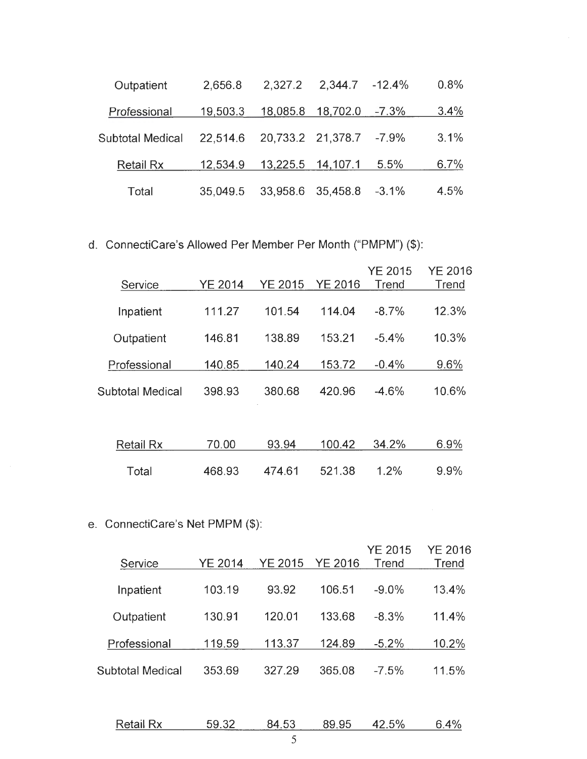| | | | | | |
|---|---|---|---|---|---|
| Outpatient | 2,656.8 | 2,327.2 | 2,344.7 | -12.4% | 0.8% |
| Professional | 19,503.3 | 18,085.8 | 18,702.0 | -7.3% | 3.4% |
| Subtotal Medical | 22,514.6 | 20,733.2 | 21,378.7 | -7.9% | 3.1% |
| Retail Rx | 12,534.9 | 13,225.5 | 14,107.1 | 5.5% | 6.7% |
| Total | 35,049.5 | 33,958.6 | 35,458.8 | -3.1% | 4.5% |

d. ConnectiCare's Allowed Per Member Per Month ("PMPM") ($):

| Service | YE 2014 | YE 2015 | YE 2016 | YE 2015 Trend | YE 2016 Trend |
|---|---|---|---|---|---|
| Inpatient | 111.27 | 101.54 | 114.04 | -8.7% | 12.3% |
| Outpatient | 146.81 | 138.89 | 153.21 | -5.4% | 10.3% |
| Professional | 140.85 | 140.24 | 153.72 | -0.4% | 9.6% |
| Subtotal Medical | 398.93 | 380.68 | 420.96 | -4.6% | 10.6% |
| Retail Rx | 70.00 | 93.94 | 100.42 | 34.2% | 6.9% |
| Total | 468.93 | 474.61 | 521.38 | 1.2% | 9.9% |

e. ConnectiCare's Net PMPM ($):

| Service | YE 2014 | YE 2015 | YE 2016 | YE 2015 Trend | YE 2016 Trend |
|---|---|---|---|---|---|
| Inpatient | 103.19 | 93.92 | 106.51 | -9.0% | 13.4% |
| Outpatient | 130.91 | 120.01 | 133.68 | -8.3% | 11.4% |
| Professional | 119.59 | 113.37 | 124.89 | -5.2% | 10.2% |
| Subtotal Medical | 353.69 | 327.29 | 365.08 | -7.5% | 11.5% |
| Retail Rx | 59.32 | 84.53 | 89.95 | 42.5% | 6.4% |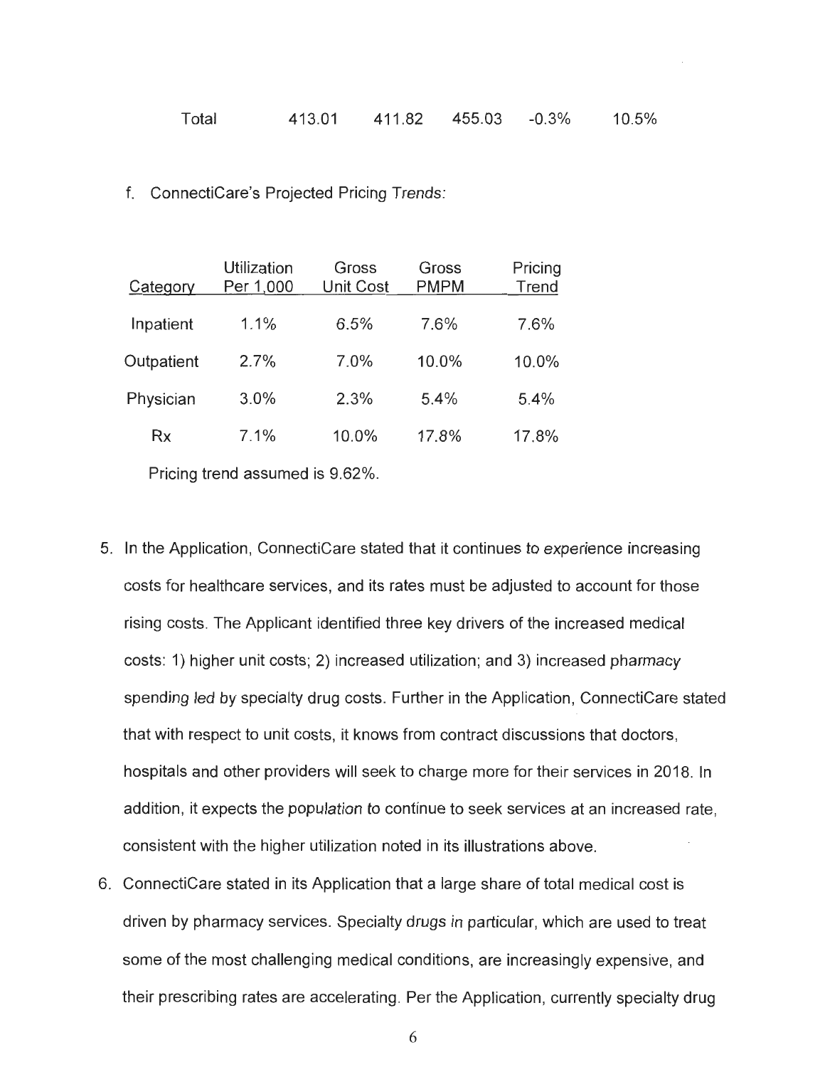| Total | 413.01 | 411.82 | 455.03 | -0.3% | 10.5% |
|---|---|---|---|---|---|

f. ConnectiCare's Projected Pricing Trends:

| Category | Utilization Per 1,000 | Gross Unit Cost | Gross PMPM | Pricing Trend |
|---|---|---|---|---|
| Inpatient | 1.1% | 6.5% | 7.6% | 7.6% |
| Outpatient | 2.7% | 7.0% | 10.0% | 10.0% |
| Physician | 3.0% | 2.3% | 5.4% | 5.4% |
| Rx | 7.1% | 10.0% | 17.8% | 17.8% |

Pricing trend assumed is 9.62%.

5. In the Application, ConnectiCare stated that it continues to experience increasing costs for healthcare services, and its rates must be adjusted to account for those rising costs. The Applicant identified three key drivers of the increased medical costs: 1) higher unit costs; 2) increased utilization; and 3) increased pharmacy spending led by specialty drug costs. Further in the Application, ConnectiCare stated that with respect to unit costs, it knows from contract discussions that doctors, hospitals and other providers will seek to charge more for their services in 2018. In addition, it expects the population to continue to seek services at an increased rate, consistent with the higher utilization noted in its illustrations above.
6. ConnectiCare stated in its Application that a large share of total medical cost is driven by pharmacy services. Specialty drugs in particular, which are used to treat some of the most challenging medical conditions, are increasingly expensive, and their prescribing rates are accelerating. Per the Application, currently specialty drug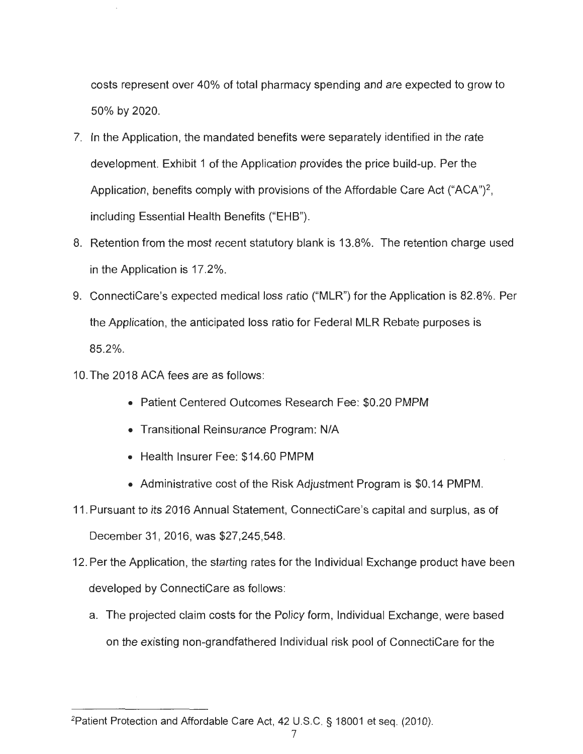costs represent over 40% of total pharmacy spending and are expected to grow to 50% by 2020.

7. In the Application, the mandated benefits were separately identified in the rate development. Exhibit 1 of the Application provides the price build-up. Per the Application, benefits comply with provisions of the Affordable Care Act ("ACA")[2], including Essential Health Benefits ("EHB").
8. Retention from the most recent statutory blank is 13.8%. The retention charge used in the Application is 17.2%.
9. ConnectiCare's expected medical loss ratio ("MLR") for the Application is 82.8%. Per the Application, the anticipated loss ratio for Federal MLR Rebate purposes is 85.2%.
10. The 2018 ACA fees are as follows:
    - Patient Centered Outcomes Research Fee: $0.20 PMPM
    - Transitional Reinsurance Program: N/A
    - Health Insurer Fee: $14.60 PMPM
    - Administrative cost of the Risk Adjustment Program is $0.14 PMPM.
11. Pursuant to its 2016 Annual Statement, ConnectiCare's capital and surplus, as of December 31, 2016, was $27,245,548.
12. Per the Application, the starting rates for the Individual Exchange product have been developed by ConnectiCare as follows:
    a. The projected claim costs for the Policy form, Individual Exchange, were based on the existing non-grandfathered Individual risk pool of ConnectiCare for the

---

[2] Patient Protection and Affordable Care Act, 42 U.S.C. § 18001 et seq. (2010).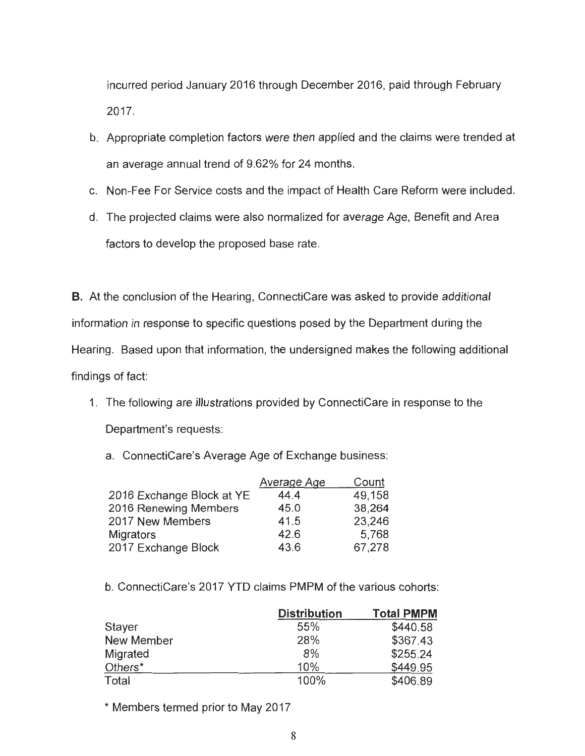incurred period January 2016 through December 2016, paid through February 2017.

b. Appropriate completion factors were then applied and the claims were trended at an average annual trend of 9.62% for 24 months.

c. Non-Fee For Service costs and the impact of Health Care Reform were included.

d. The projected claims were also normalized for average Age, Benefit and Area factors to develop the proposed base rate.

**B.** At the conclusion of the Hearing, ConnectiCare was asked to provide additional information in response to specific questions posed by the Department during the Hearing. Based upon that information, the undersigned makes the following additional findings of fact:

1. The following are illustrations provided by ConnectiCare in response to the Department's requests:

   a. ConnectiCare's Average Age of Exchange business:

| | Average Age | Count |
|---|---|---|
| 2016 Exchange Block at YE | 44.4 | 49,158 |
| 2016 Renewing Members | 45.0 | 38,264 |
| 2017 New Members | 41.5 | 23,246 |
| Migrators | 42.6 | 5,768 |
| 2017 Exchange Block | 43.6 | 67,278 |

   b. ConnectiCare's 2017 YTD claims PMPM of the various cohorts:

| | **Distribution** | **Total PMPM** |
|---|---|---|
| Stayer | 55% | $440.58 |
| New Member | 28% | $367.43 |
| Migrated | 8% | $255.24 |
| Others* | 10% | $449.95 |
| Total | 100% | $406.89 |

\* Members termed prior to May 2017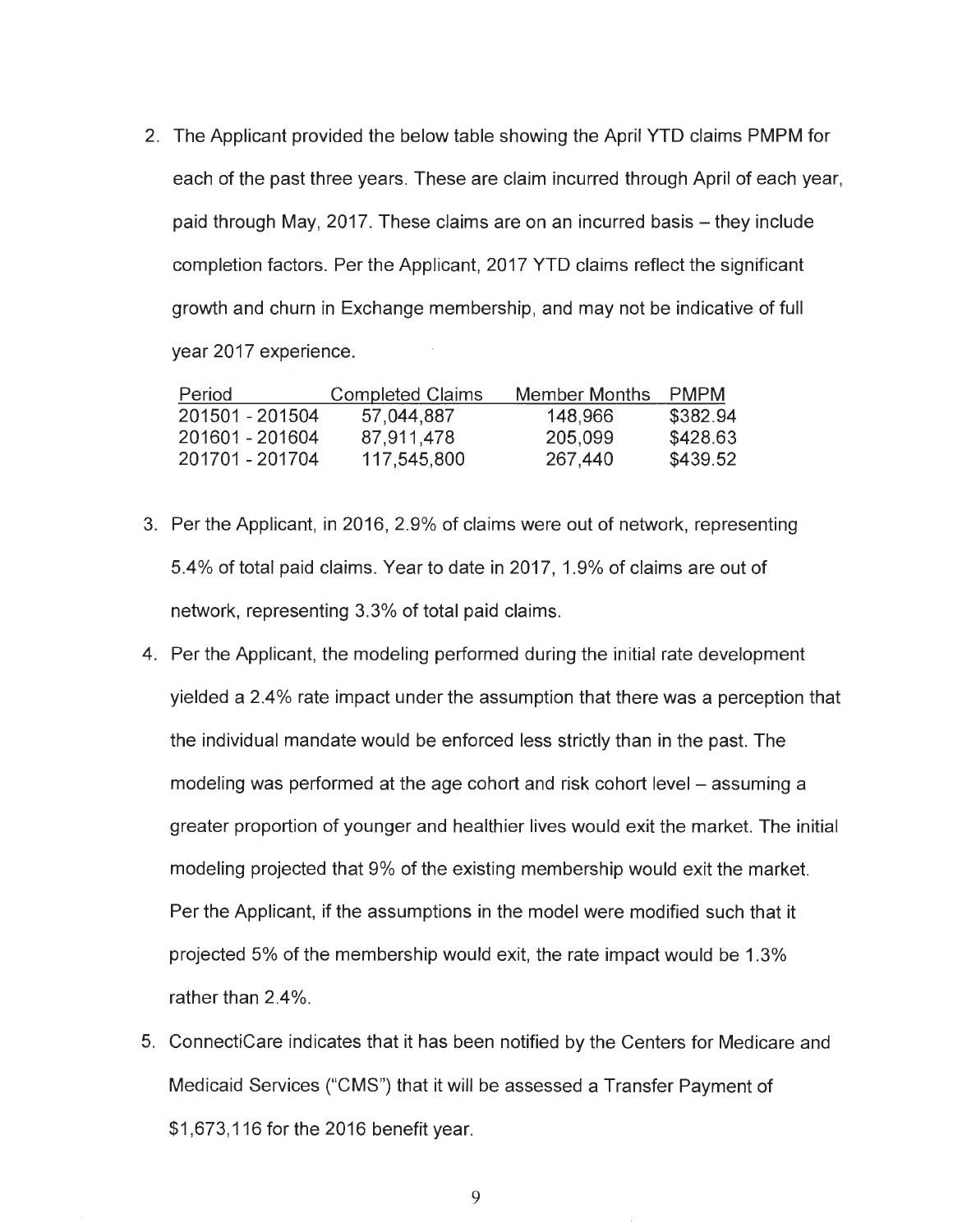2. The Applicant provided the below table showing the April YTD claims PMPM for each of the past three years. These are claim incurred through April of each year, paid through May, 2017. These claims are on an incurred basis – they include completion factors. Per the Applicant, 2017 YTD claims reflect the significant growth and churn in Exchange membership, and may not be indicative of full year 2017 experience.

| Period | Completed Claims | Member Months | PMPM |
|---|---|---|---|
| 201501 - 201504 | 57,044,887 | 148,966 | $382.94 |
| 201601 - 201604 | 87,911,478 | 205,099 | $428.63 |
| 201701 - 201704 | 117,545,800 | 267,440 | $439.52 |

3. Per the Applicant, in 2016, 2.9% of claims were out of network, representing 5.4% of total paid claims. Year to date in 2017, 1.9% of claims are out of network, representing 3.3% of total paid claims.

4. Per the Applicant, the modeling performed during the initial rate development yielded a 2.4% rate impact under the assumption that there was a perception that the individual mandate would be enforced less strictly than in the past. The modeling was performed at the age cohort and risk cohort level – assuming a greater proportion of younger and healthier lives would exit the market. The initial modeling projected that 9% of the existing membership would exit the market. Per the Applicant, if the assumptions in the model were modified such that it projected 5% of the membership would exit, the rate impact would be 1.3% rather than 2.4%.

5. ConnectiCare indicates that it has been notified by the Centers for Medicare and Medicaid Services ("CMS") that it will be assessed a Transfer Payment of $1,673,116 for the 2016 benefit year.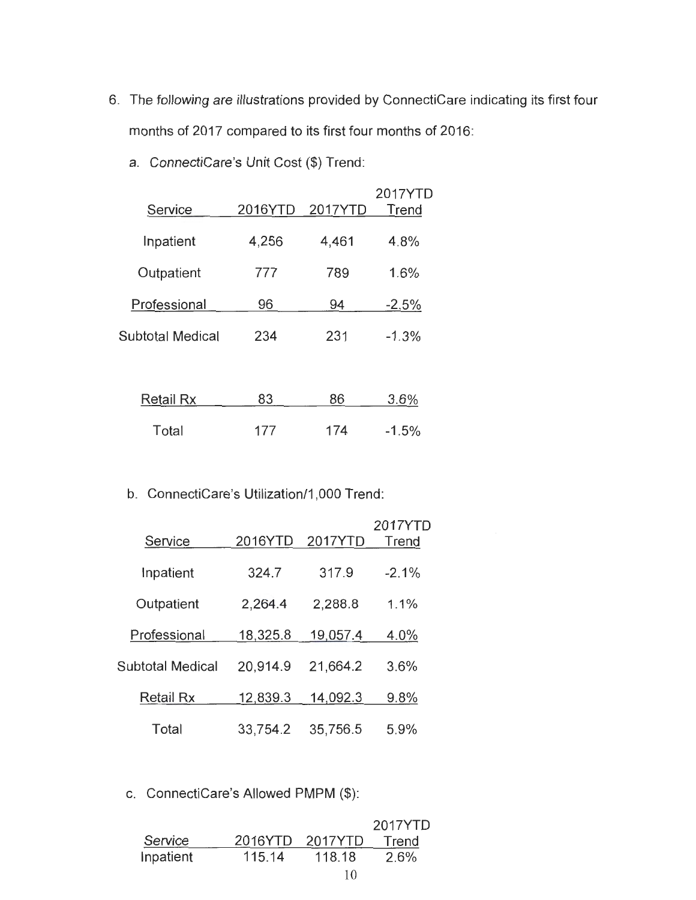6. The following are illustrations provided by ConnectiCare indicating its first four months of 2017 compared to its first four months of 2016:

   a. ConnectiCare's Unit Cost ($) Trend:

| Service | 2016YTD | 2017YTD | 2017YTD Trend |
|---|---|---|---|
| Inpatient | 4,256 | 4,461 | 4.8% |
| Outpatient | 777 | 789 | 1.6% |
| Professional | 96 | 94 | -2.5% |
| Subtotal Medical | 234 | 231 | -1.3% |
| Retail Rx | 83 | 86 | 3.6% |
| Total | 177 | 174 | -1.5% |

   b. ConnectiCare's Utilization/1,000 Trend:

| Service | 2016YTD | 2017YTD | 2017YTD Trend |
|---|---|---|---|
| Inpatient | 324.7 | 317.9 | -2.1% |
| Outpatient | 2,264.4 | 2,288.8 | 1.1% |
| Professional | 18,325.8 | 19,057.4 | 4.0% |
| Subtotal Medical | 20,914.9 | 21,664.2 | 3.6% |
| Retail Rx | 12,839.3 | 14,092.3 | 9.8% |
| Total | 33,754.2 | 35,756.5 | 5.9% |

   c. ConnectiCare's Allowed PMPM ($):

| Service | 2016YTD | 2017YTD | 2017YTD Trend |
|---|---|---|---|
| Inpatient | 115.14 | 118.18 | 2.6% |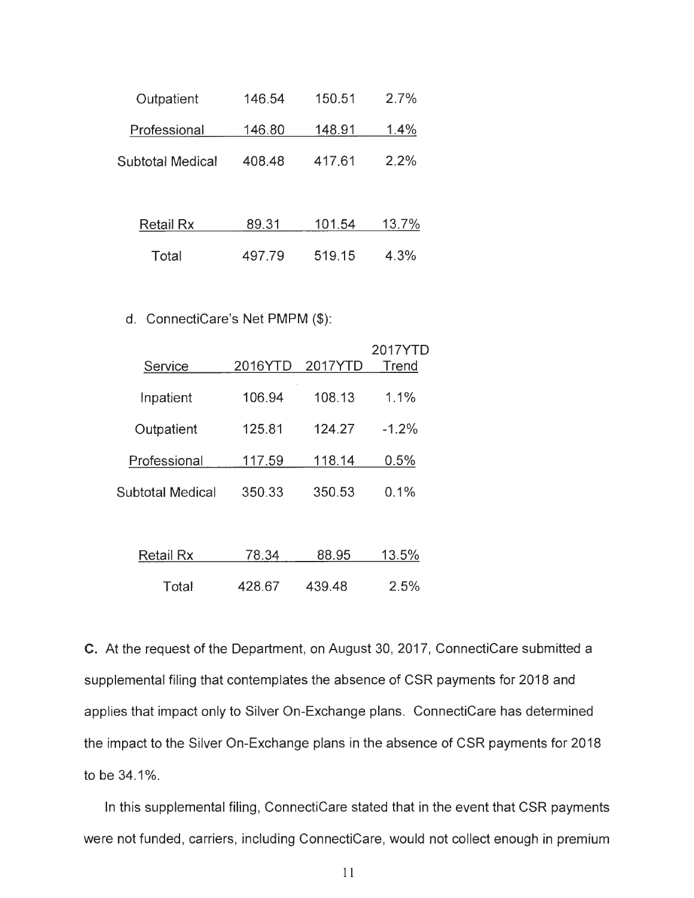| | | | |
|---|---|---|---|
| Outpatient | 146.54 | 150.51 | 2.7% |
| Professional | 146.80 | 148.91 | 1.4% |
| Subtotal Medical | 408.48 | 417.61 | 2.2% |
| | | | |
| Retail Rx | 89.31 | 101.54 | 13.7% |
| Total | 497.79 | 519.15 | 4.3% |

d. ConnectiCare's Net PMPM ($):

| Service | 2016YTD | 2017YTD | 2017YTD Trend |
|---|---|---|---|
| Inpatient | 106.94 | 108.13 | 1.1% |
| Outpatient | 125.81 | 124.27 | -1.2% |
| Professional | 117.59 | 118.14 | 0.5% |
| Subtotal Medical | 350.33 | 350.53 | 0.1% |
| | | | |
| Retail Rx | 78.34 | 88.95 | 13.5% |
| Total | 428.67 | 439.48 | 2.5% |

**C.** At the request of the Department, on August 30, 2017, ConnectiCare submitted a supplemental filing that contemplates the absence of CSR payments for 2018 and applies that impact only to Silver On-Exchange plans. ConnectiCare has determined the impact to the Silver On-Exchange plans in the absence of CSR payments for 2018 to be 34.1%.

In this supplemental filing, ConnectiCare stated that in the event that CSR payments were not funded, carriers, including ConnectiCare, would not collect enough in premium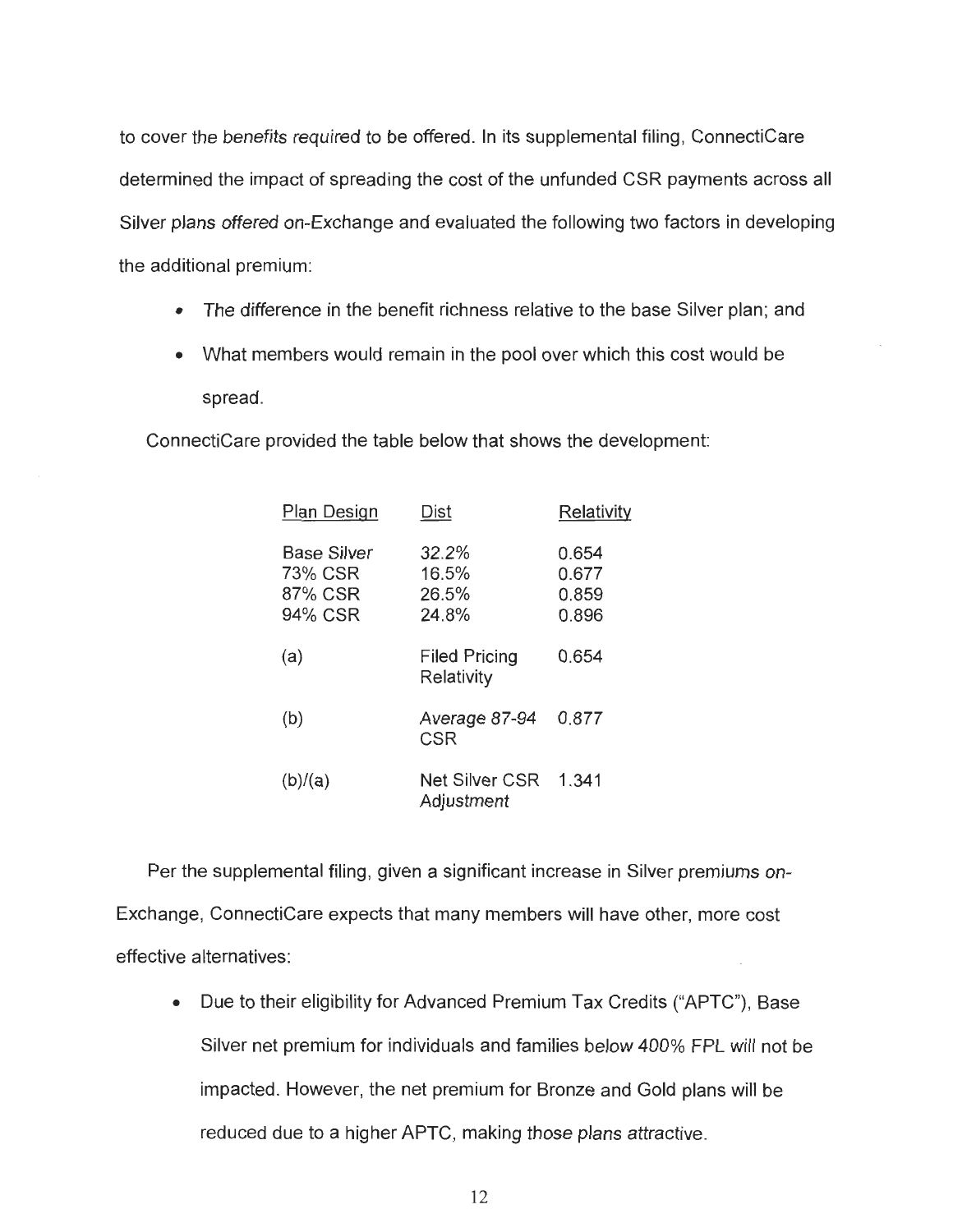to cover the *benefits required* to be offered. In its supplemental filing, ConnectiCare determined the impact of spreading the cost of the unfunded CSR payments across all Silver *plans offered* on-Exchange and evaluated the following two factors in developing the additional premium:

- The difference in the benefit richness relative to the base Silver plan; and
- What members would remain in the pool over which this cost would be spread.

ConnectiCare provided the table below that shows the development:

| Plan Design | Dist | Relativity |
|---|---|---|
| Base Silver | 32.2% | 0.654 |
| 73% CSR | 16.5% | 0.677 |
| 87% CSR | 26.5% | 0.859 |
| 94% CSR | 24.8% | 0.896 |
| (a) | Filed Pricing Relativity | 0.654 |
| (b) | *Average 87-94* CSR | 0.877 |
| (b)/(a) | Net Silver CSR *Adjustment* | 1.341 |

Per the supplemental filing, given a significant increase in Silver *premiums on*-Exchange, ConnectiCare expects that many members will have other, more cost effective alternatives:

- Due to their eligibility for Advanced Premium Tax Credits ("APTC"), Base Silver net premium for individuals and families *below 400%* FPL *will* not be impacted. However, the net premium for Bronze and Gold plans will be reduced due to a higher APTC, making *those plans attractive*.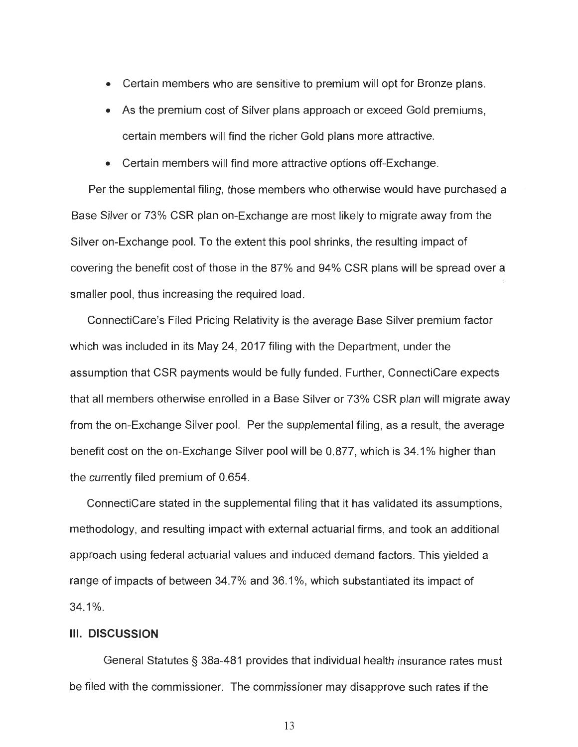- Certain members who are sensitive to premium will opt for Bronze plans.
- As the premium cost of Silver plans approach or exceed Gold premiums, certain members will find the richer Gold plans more attractive.
- Certain members will find more attractive options off-Exchange.

Per the supplemental filing, those members who otherwise would have purchased a Base Silver or 73% CSR plan on-Exchange are most likely to migrate away from the Silver on-Exchange pool. To the extent this pool shrinks, the resulting impact of covering the benefit cost of those in the 87% and 94% CSR plans will be spread over a smaller pool, thus increasing the required load.

ConnectiCare's Filed Pricing Relativity is the average Base Silver premium factor which was included in its May 24, 2017 filing with the Department, under the assumption that CSR payments would be fully funded. Further, ConnectiCare expects that all members otherwise enrolled in a Base Silver or 73% CSR plan will migrate away from the on-Exchange Silver pool. Per the supplemental filing, as a result, the average benefit cost on the on-Exchange Silver pool will be 0.877, which is 34.1% higher than the currently filed premium of 0.654.

ConnectiCare stated in the supplemental filing that it has validated its assumptions, methodology, and resulting impact with external actuarial firms, and took an additional approach using federal actuarial values and induced demand factors. This yielded a range of impacts of between 34.7% and 36.1%, which substantiated its impact of 34.1%.

## III. DISCUSSION

General Statutes § 38a-481 provides that individual health insurance rates must be filed with the commissioner. The commissioner may disapprove such rates if the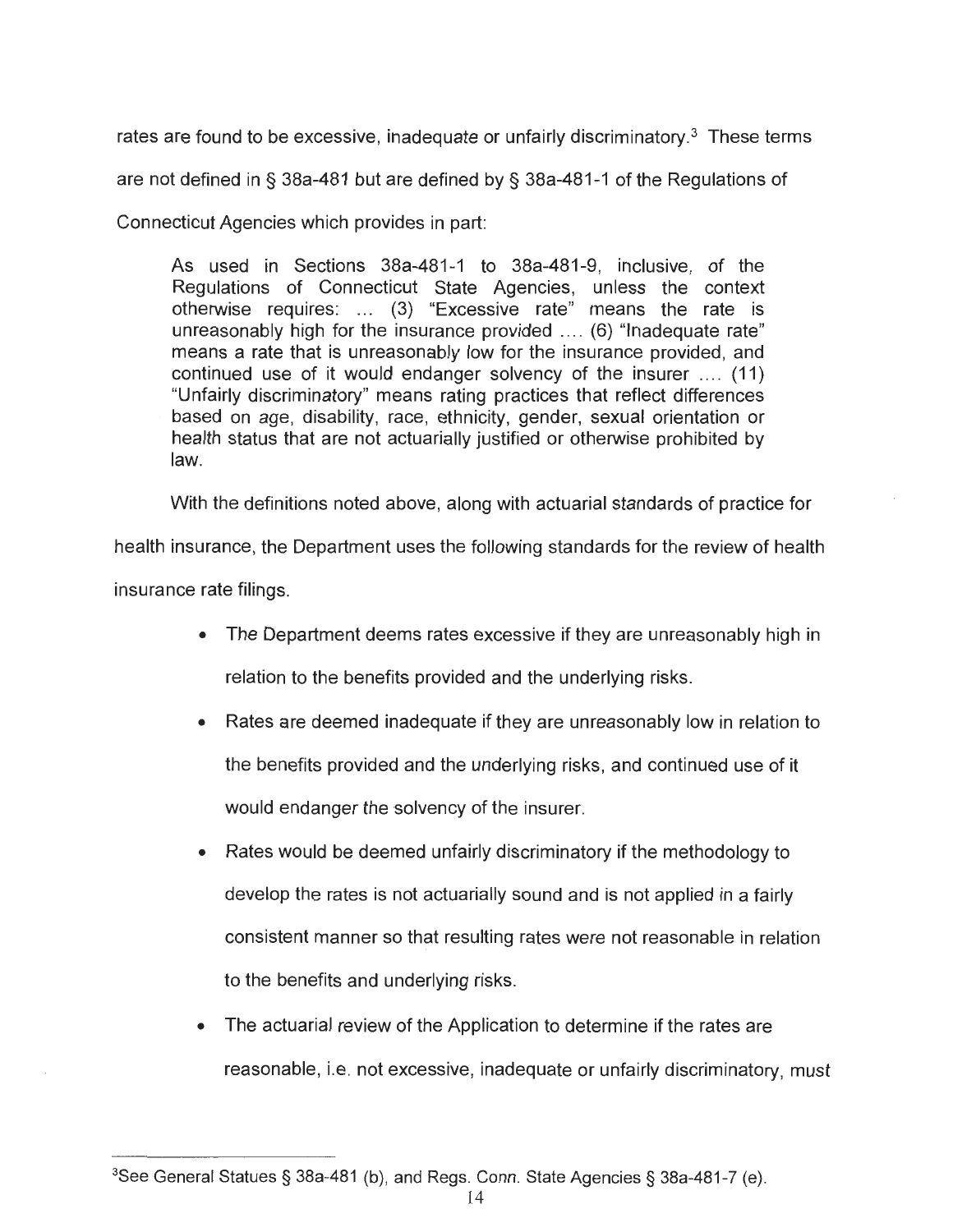rates are found to be excessive, inadequate or unfairly discriminatory.[3] These terms are not defined in § 38a-481 but are defined by § 38a-481-1 of the Regulations of Connecticut Agencies which provides in part:

> As used in Sections 38a-481-1 to 38a-481-9, inclusive, of the Regulations of Connecticut State Agencies, unless the context otherwise requires: ... (3) "Excessive rate" means the rate is unreasonably high for the insurance provided .... (6) "Inadequate rate" means a rate that is unreasonably low for the insurance provided, and continued use of it would endanger solvency of the insurer .... (11) "Unfairly discriminatory" means rating practices that reflect differences based on age, disability, race, ethnicity, gender, sexual orientation or health status that are not actuarially justified or otherwise prohibited by law.

With the definitions noted above, along with actuarial standards of practice for health insurance, the Department uses the following standards for the review of health insurance rate filings.

- The Department deems rates excessive if they are unreasonably high in relation to the benefits provided and the underlying risks.
- Rates are deemed inadequate if they are unreasonably low in relation to the benefits provided and the underlying risks, and continued use of it would endanger the solvency of the insurer.
- Rates would be deemed unfairly discriminatory if the methodology to develop the rates is not actuarially sound and is not applied in a fairly consistent manner so that resulting rates were not reasonable in relation to the benefits and underlying risks.
- The actuarial review of the Application to determine if the rates are reasonable, i.e. not excessive, inadequate or unfairly discriminatory, must

---

[3] See General Statues § 38a-481 (b), and Regs. Conn. State Agencies § 38a-481-7 (e).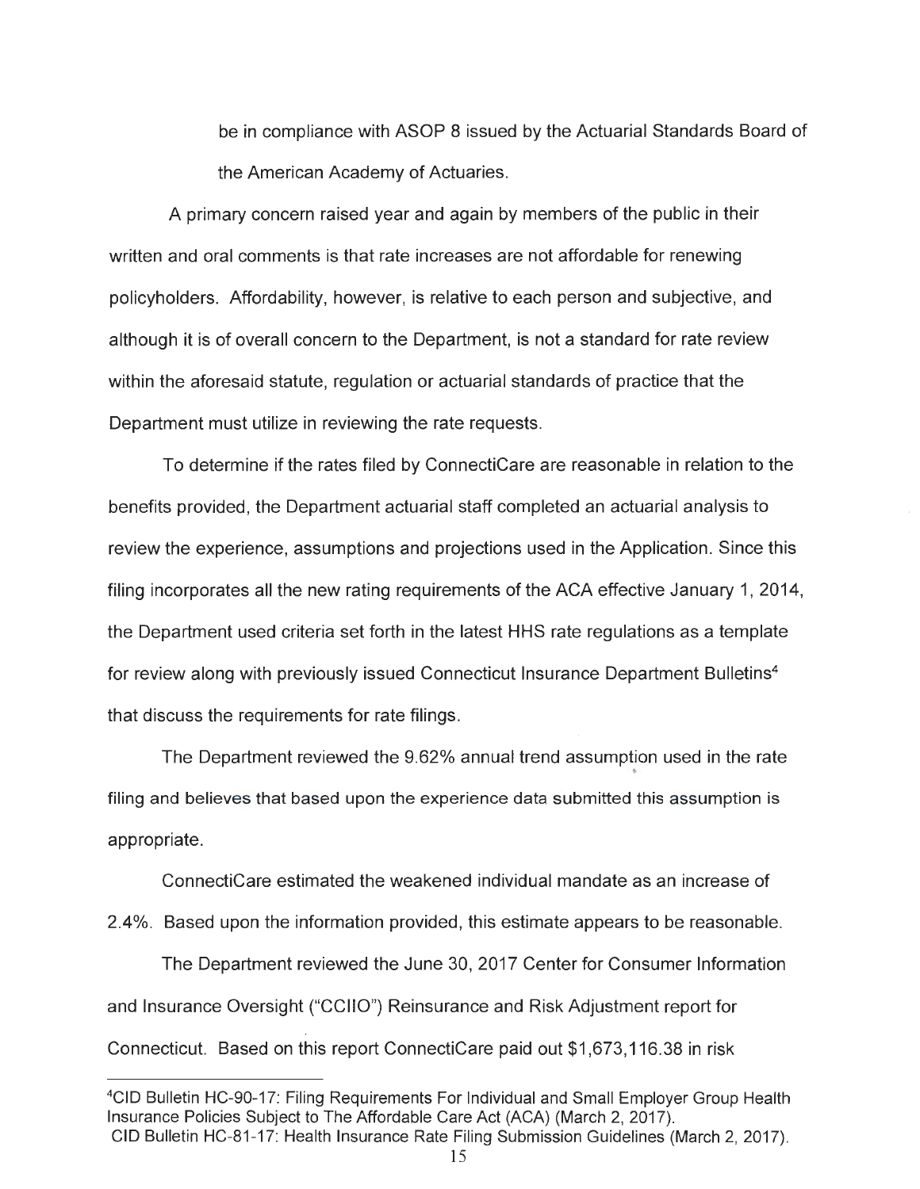be in compliance with ASOP 8 issued by the Actuarial Standards Board of the American Academy of Actuaries.

A primary concern raised year and again by members of the public in their written and oral comments is that rate increases are not affordable for renewing policyholders. Affordability, however, is relative to each person and subjective, and although it is of overall concern to the Department, is not a standard for rate review within the aforesaid statute, regulation or actuarial standards of practice that the Department must utilize in reviewing the rate requests.

To determine if the rates filed by ConnectiCare are reasonable in relation to the benefits provided, the Department actuarial staff completed an actuarial analysis to review the experience, assumptions and projections used in the Application. Since this filing incorporates all the new rating requirements of the ACA effective January 1, 2014, the Department used criteria set forth in the latest HHS rate regulations as a template for review along with previously issued Connecticut Insurance Department Bulletins[4] that discuss the requirements for rate filings.

The Department reviewed the 9.62% annual trend assumption used in the rate filing and believes that based upon the experience data submitted this assumption is appropriate.

ConnectiCare estimated the weakened individual mandate as an increase of 2.4%. Based upon the information provided, this estimate appears to be reasonable.

The Department reviewed the June 30, 2017 Center for Consumer Information and Insurance Oversight ("CCIIO") Reinsurance and Risk Adjustment report for Connecticut. Based on this report ConnectiCare paid out $1,673,116.38 in risk

---

[4]CID Bulletin HC-90-17: Filing Requirements For Individual and Small Employer Group Health Insurance Policies Subject to The Affordable Care Act (ACA) (March 2, 2017).
CID Bulletin HC-81-17: Health Insurance Rate Filing Submission Guidelines (March 2, 2017).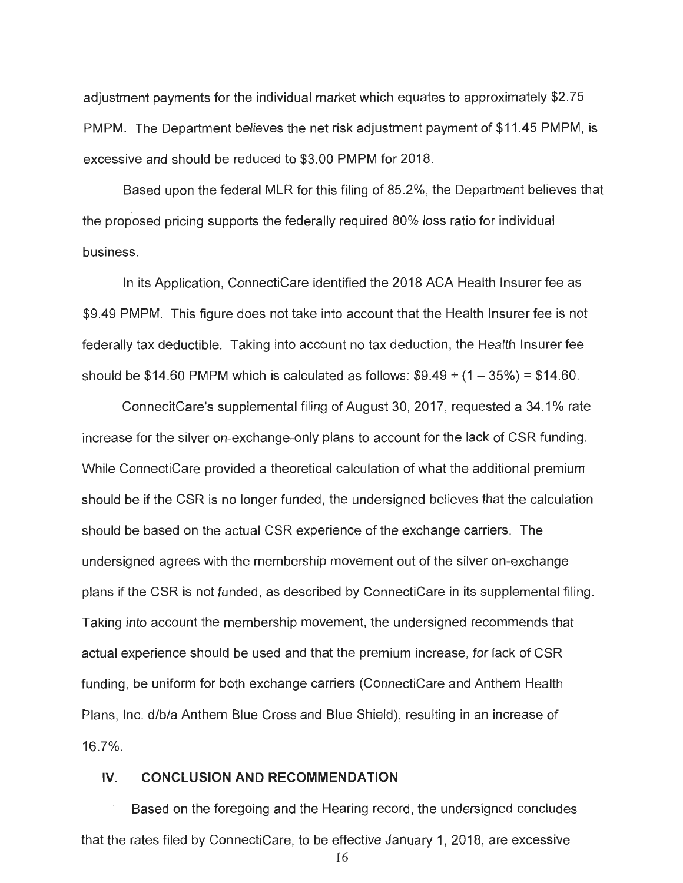adjustment payments for the individual market which equates to approximately $2.75 PMPM. The Department believes the net risk adjustment payment of $11.45 PMPM, is excessive and should be reduced to $3.00 PMPM for 2018.

Based upon the federal MLR for this filing of 85.2%, the Department believes that the proposed pricing supports the federally required 80% loss ratio for individual business.

In its Application, ConnectiCare identified the 2018 ACA Health Insurer fee as $9.49 PMPM. This figure does not take into account that the Health Insurer fee is not federally tax deductible. Taking into account no tax deduction, the Health Insurer fee should be $14.60 PMPM which is calculated as follows: $9.49 ÷ (1 – 35%) = $14.60.

ConnecitCare's supplemental filing of August 30, 2017, requested a 34.1% rate increase for the silver on-exchange-only plans to account for the lack of CSR funding. While ConnectiCare provided a theoretical calculation of what the additional premium should be if the CSR is no longer funded, the undersigned believes that the calculation should be based on the actual CSR experience of the exchange carriers. The undersigned agrees with the membership movement out of the silver on-exchange plans if the CSR is not funded, as described by ConnectiCare in its supplemental filing. Taking into account the membership movement, the undersigned recommends that actual experience should be used and that the premium increase, for lack of CSR funding, be uniform for both exchange carriers (ConnectiCare and Anthem Health Plans, Inc. d/b/a Anthem Blue Cross and Blue Shield), resulting in an increase of 16.7%.

## IV. CONCLUSION AND RECOMMENDATION

Based on the foregoing and the Hearing record, the undersigned concludes that the rates filed by ConnectiCare, to be effective January 1, 2018, are excessive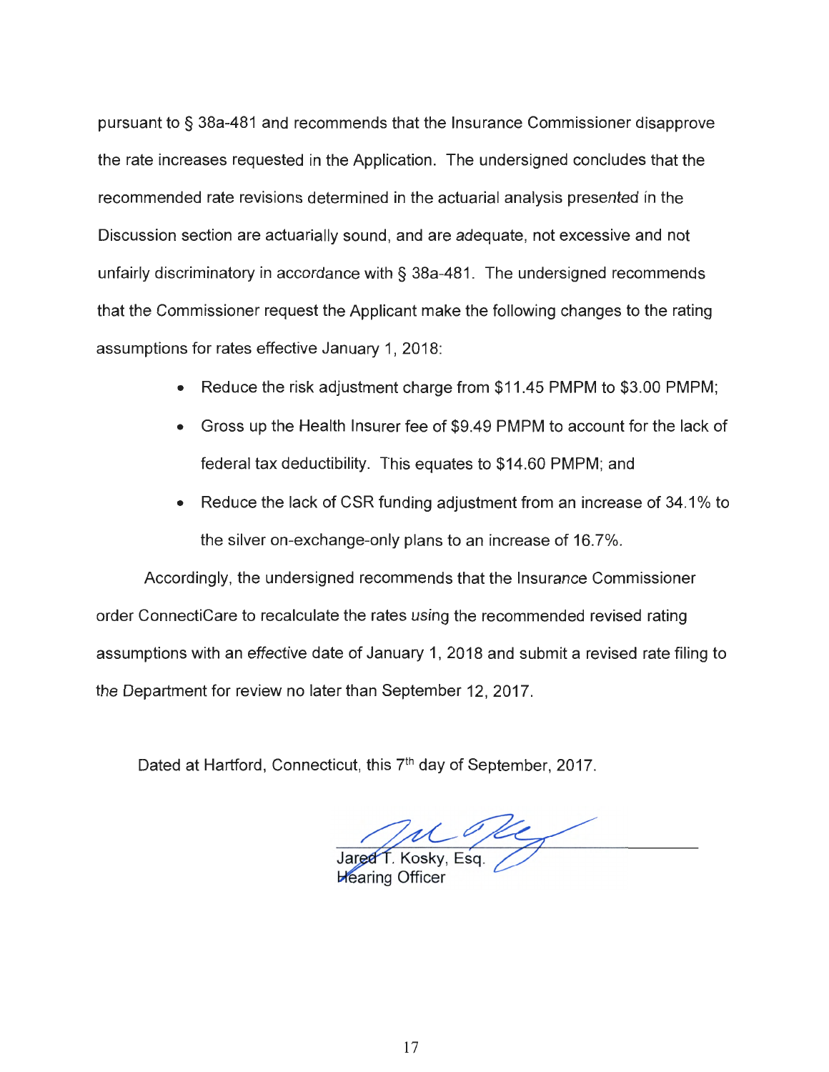pursuant to § 38a-481 and recommends that the Insurance Commissioner disapprove the rate increases requested in the Application. The undersigned concludes that the recommended rate revisions determined in the actuarial analysis presented in the Discussion section are actuarially sound, and are adequate, not excessive and not unfairly discriminatory in accordance with § 38a-481. The undersigned recommends that the Commissioner request the Applicant make the following changes to the rating assumptions for rates effective January 1, 2018:

- Reduce the risk adjustment charge from $11.45 PMPM to $3.00 PMPM;
- Gross up the Health Insurer fee of $9.49 PMPM to account for the lack of federal tax deductibility. This equates to $14.60 PMPM; and
- Reduce the lack of CSR funding adjustment from an increase of 34.1% to the silver on-exchange-only plans to an increase of 16.7%.

Accordingly, the undersigned recommends that the Insurance Commissioner order ConnectiCare to recalculate the rates using the recommended revised rating assumptions with an effective date of January 1, 2018 and submit a revised rate filing to the Department for review no later than September 12, 2017.

Dated at Hartford, Connecticut, this 7th day of September, 2017.

Jared T. Kosky, Esq.
Hearing Officer